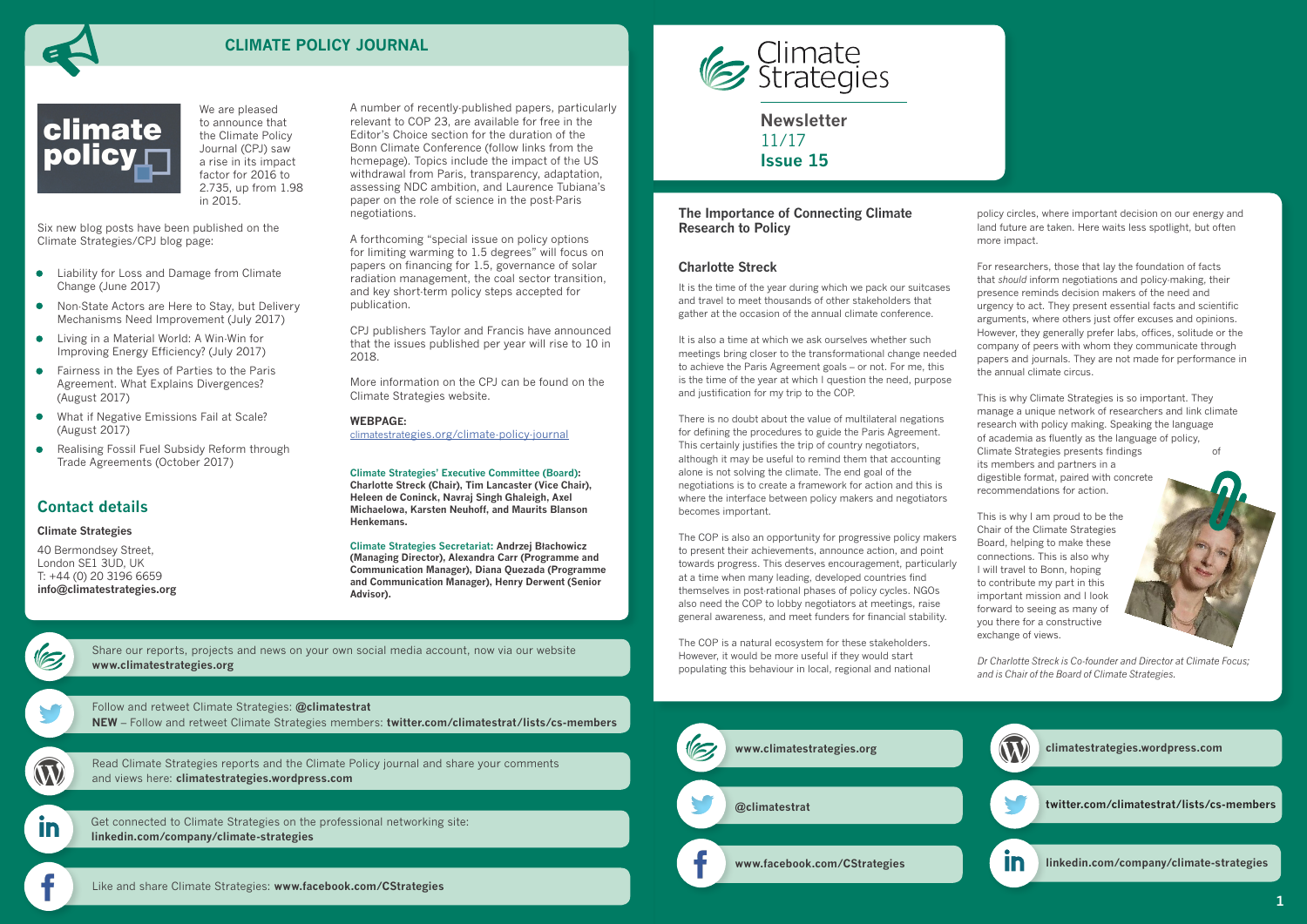# Climate Strategies

**Newsletter**
11/17
**Issue 15**

## The Importance of Connecting Climate Research to Policy

### Charlotte Streck

It is the time of the year during which we pack our suitcases and travel to meet thousands of other stakeholders that gather at the occasion of the annual climate conference.

It is also a time at which we ask ourselves whether such meetings bring closer to the transformational change needed to achieve the Paris Agreement goals – or not. For me, this is the time of the year at which I question the need, purpose and justification for my trip to the COP.

There is no doubt about the value of multilateral negations for defining the procedures to guide the Paris Agreement. This certainly justifies the trip of country negotiators, although it may be useful to remind them that accounting alone is not solving the climate. The end goal of the negotiations is to create a framework for action and this is where the interface between policy makers and negotiators becomes important.

The COP is also an opportunity for progressive policy makers to present their achievements, announce action, and point towards progress. This deserves encouragement, particularly at a time when many leading, developed countries find themselves in post-rational phases of policy cycles. NGOs also need the COP to lobby negotiators at meetings, raise general awareness, and meet funders for financial stability.

The COP is a natural ecosystem for these stakeholders. However, it would be more useful if they would start populating this behaviour in local, regional and national policy circles, where important decision on our energy and land future are taken. Here waits less spotlight, but often more impact.

For researchers, those that lay the foundation of facts that *should* inform negotiations and policy-making, their presence reminds decision makers of the need and urgency to act. They present essential facts and scientific arguments, where others just offer excuses and opinions. However, they generally prefer labs, offices, solitude or the company of peers with whom they communicate through papers and journals. They are not made for performance in the annual climate circus.

This is why Climate Strategies is so important. They manage a unique network of researchers and link climate research with policy making. Speaking the language of academia as fluently as the language of policy, Climate Strategies presents findings of its members and partners in a digestible format, paired with concrete recommendations for action.

This is why I am proud to be the Chair of the Climate Strategies Board, helping to make these connections. This is also why I will travel to Bonn, hoping to contribute my part in this important mission and I look forward to seeing as many of you there for a constructive exchange of views.

*Dr Charlotte Streck is Co-founder and Director at Climate Focus; and is Chair of the Board of Climate Strategies.*

## CLIMATE POLICY JOURNAL

We are pleased to announce that the Climate Policy Journal (CPJ) saw a rise in its impact factor for 2016 to 2.735, up from 1.98 in 2015.

Six new blog posts have been published on the Climate Strategies/CPJ blog page:

- Liability for Loss and Damage from Climate Change (June 2017)
- Non-State Actors are Here to Stay, but Delivery Mechanisms Need Improvement (July 2017)
- Living in a Material World: A Win-Win for Improving Energy Efficiency? (July 2017)
- Fairness in the Eyes of Parties to the Paris Agreement. What Explains Divergences? (August 2017)
- What if Negative Emissions Fail at Scale? (August 2017)
- Realising Fossil Fuel Subsidy Reform through Trade Agreements (October 2017)

A number of recently-published papers, particularly relevant to COP 23, are available for free in the Editor's Choice section for the duration of the Bonn Climate Conference (follow links from the homepage). Topics include the impact of the US withdrawal from Paris, transparency, adaptation, assessing NDC ambition, and Laurence Tubiana's paper on the role of science in the post-Paris negotiations.

A forthcoming "special issue on policy options for limiting warming to 1.5 degrees" will focus on papers on financing for 1.5, governance of solar radiation management, the coal sector transition, and key short-term policy steps accepted for publication.

CPJ publishers Taylor and Francis have announced that the issues published per year will rise to 10 in 2018.

More information on the CPJ can be found on the Climate Strategies website.

**WEBPAGE:**
climatestrategies.org/climate-policy-journal

**Climate Strategies' Executive Committee (Board): Charlotte Streck (Chair), Tim Lancaster (Vice Chair), Heleen de Coninck, Navraj Singh Ghaleigh, Axel Michaelowa, Karsten Neuhoff, and Maurits Blanson Henkemans.**

**Climate Strategies Secretariat: Andrzej Błachowicz (Managing Director), Alexandra Carr (Programme and Communication Manager), Diana Quezada (Programme and Communication Manager), Henry Derwent (Senior Advisor).**

## Contact details

**Climate Strategies**

40 Bermondsey Street,
London SE1 3UD, UK
T: +44 (0) 20 3196 6659
**info@climatestrategies.org**

Share our reports, projects and news on your own social media account, now via our website **www.climatestrategies.org**

Follow and retweet Climate Strategies: **@climatestrat**
**NEW** – Follow and retweet Climate Strategies members: **twitter.com/climatestrat/lists/cs-members**

Read Climate Strategies reports and the Climate Policy journal and share your comments and views here: **climatestrategies.wordpress.com**

Get connected to Climate Strategies on the professional networking site: **linkedin.com/company/climate-strategies**

Like and share Climate Strategies: **www.facebook.com/CStrategies**

**www.climatestrategies.org**

**@climatestrat**

**www.facebook.com/CStrategies**

**climatestrategies.wordpress.com**

**twitter.com/climatestrat/lists/cs-members**

**linkedin.com/company/climate-strategies**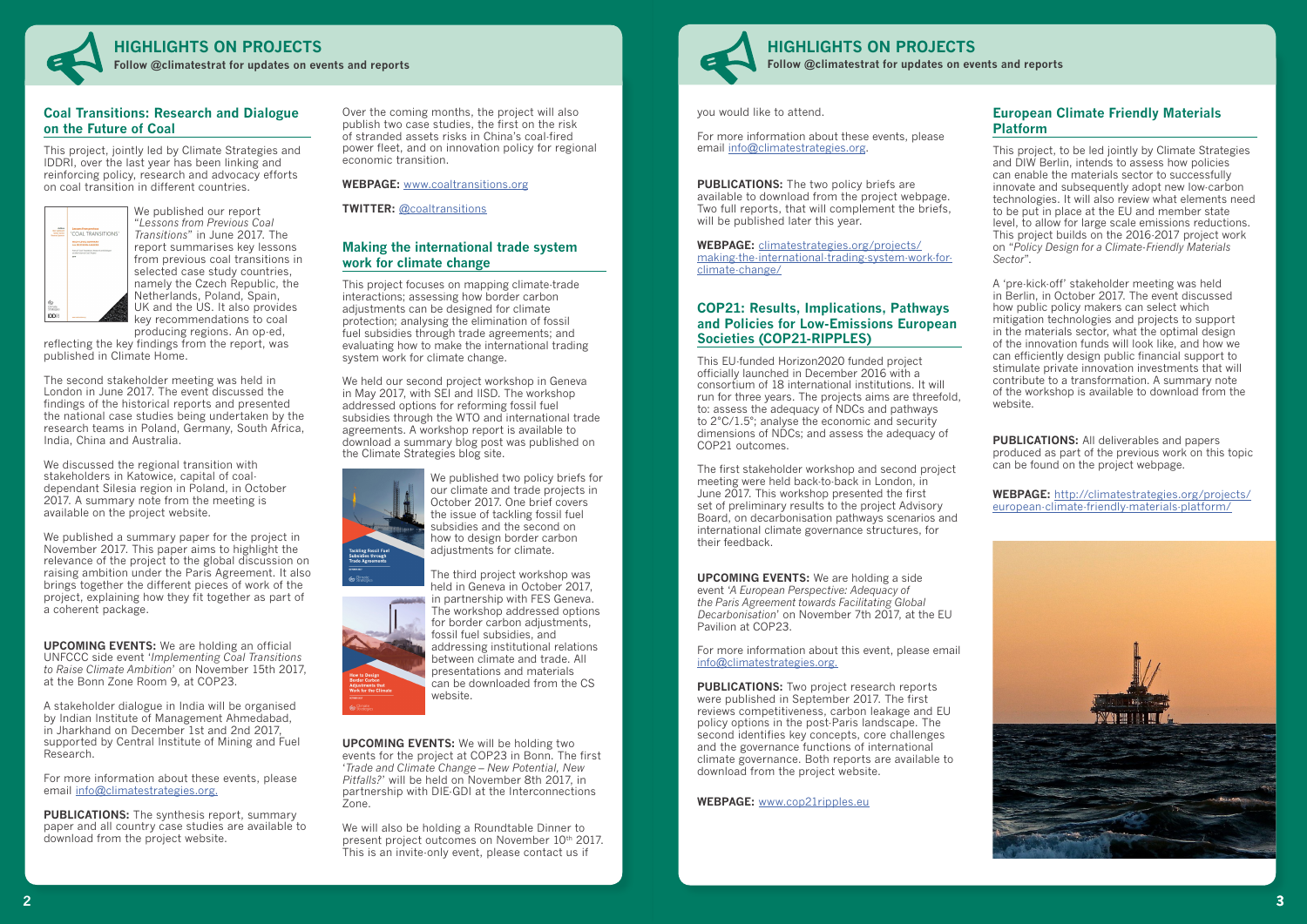## HIGHLIGHTS ON PROJECTS

**Follow @climatestrat for updates on events and reports**

### Coal Transitions: Research and Dialogue on the Future of Coal

This project, jointly led by Climate Strategies and IDDRI, over the last year has been linking and reinforcing policy, research and advocacy efforts on coal transition in different countries.

We published our report "*Lessons from Previous Coal Transitions*" in June 2017. The report summarises key lessons from previous coal transitions in selected case study countries, namely the Czech Republic, the Netherlands, Poland, Spain, UK and the US. It also provides key recommendations to coal producing regions. An op-ed, reflecting the key findings from the report, was published in Climate Home.

The second stakeholder meeting was held in London in June 2017. The event discussed the findings of the historical reports and presented the national case studies being undertaken by the research teams in Poland, Germany, South Africa, India, China and Australia.

We discussed the regional transition with stakeholders in Katowice, capital of coal-dependant Silesia region in Poland, in October 2017. A summary note from the meeting is available on the project website.

We published a summary paper for the project in November 2017. This paper aims to highlight the relevance of the project to the global discussion on raising ambition under the Paris Agreement. It also brings together the different pieces of work of the project, explaining how they fit together as part of a coherent package.

**UPCOMING EVENTS:** We are holding an official UNFCCC side event '*Implementing Coal Transitions to Raise Climate Ambition*' on November 15th 2017, at the Bonn Zone Room 9, at COP23.

A stakeholder dialogue in India will be organised by Indian Institute of Management Ahmedabad, in Jharkhand on December 1st and 2nd 2017, supported by Central Institute of Mining and Fuel Research.

For more information about these events, please email info@climatestrategies.org.

**PUBLICATIONS:** The synthesis report, summary paper and all country case studies are available to download from the project website.

Over the coming months, the project will also publish two case studies, the first on the risk of stranded assets risks in China's coal-fired power fleet, and on innovation policy for regional economic transition.

**WEBPAGE:** www.coaltransitions.org

**TWITTER:** @coaltransitions

### Making the international trade system work for climate change

This project focuses on mapping climate-trade interactions; assessing how border carbon adjustments can be designed for climate protection; analysing the elimination of fossil fuel subsidies through trade agreements; and evaluating how to make the international trading system work for climate change.

We held our second project workshop in Geneva in May 2017, with SEI and IISD. The workshop addressed options for reforming fossil fuel subsidies through the WTO and international trade agreements. A workshop report is available to download and a summary blog post was published on the Climate Strategies blog site.

We published two policy briefs for our climate and trade projects in October 2017. One brief covers the issue of tackling fossil fuel subsidies and the second on how to design border carbon adjustments for climate.

The third project workshop was held in Geneva in October 2017, in partnership with FES Geneva. The workshop addressed options for border carbon adjustments, fossil fuel subsidies, and addressing institutional relations between climate and trade. All presentations and materials can be downloaded from the CS website.

**UPCOMING EVENTS:** We will be holding two events for the project at COP23 in Bonn. The first '*Trade and Climate Change – New Potential, New Pitfalls?*' will be held on November 8th 2017, in partnership with DIE-GDI at the Interconnections Zone.

We will also be holding a Roundtable Dinner to present project outcomes on November 10th 2017. This is an invite-only event, please contact us if you would like to attend.

For more information about these events, please email info@climatestrategies.org.

**PUBLICATIONS:** The two policy briefs are available to download from the project webpage. Two full reports, that will complement the briefs, will be published later this year.

**WEBPAGE:** climatestrategies.org/projects/making-the-international-trading-system-work-for-climate-change/

### COP21: Results, Implications, Pathways and Policies for Low-Emissions European Societies (COP21-RIPPLES)

This EU-funded Horizon2020 funded project officially launched in December 2016 with a consortium of 18 international institutions. It will run for three years. The projects aims are threefold, to: assess the adequacy of NDCs and pathways to 2°C/1.5°; analyse the economic and security dimensions of NDCs; and assess the adequacy of COP21 outcomes.

The first stakeholder workshop and second project meeting were held back-to-back in London, in June 2017. This workshop presented the first set of preliminary results to the project Advisory Board, on decarbonisation pathways scenarios and international climate governance structures, for their feedback.

**UPCOMING EVENTS:** We are holding a side event '*A European Perspective: Adequacy of the Paris Agreement towards Facilitating Global Decarbonisation*' on November 7th 2017, at the EU Pavilion at COP23.

For more information about this event, please email info@climatestrategies.org.

**PUBLICATIONS:** Two project research reports were published in September 2017. The first reviews competitiveness, carbon leakage and EU policy options in the post-Paris landscape. The second identifies key concepts, core challenges and the governance functions of international climate governance. Both reports are available to download from the project website.

**WEBPAGE:** www.cop21ripples.eu

### European Climate Friendly Materials Platform

This project, to be led jointly by Climate Strategies and DIW Berlin, intends to assess how policies can enable the materials sector to successfully innovate and subsequently adopt new low-carbon technologies. It will also review what elements need to be put in place at the EU and member state level, to allow for large scale emissions reductions. This project builds on the 2016-2017 project work on "*Policy Design for a Climate-Friendly Materials Sector*".

A 'pre-kick-off' stakeholder meeting was held in Berlin, in October 2017. The event discussed how public policy makers can select which mitigation technologies and projects to support in the materials sector, what the optimal design of the innovation funds will look like, and how we can efficiently design public financial support to stimulate private innovation investments that will contribute to a transformation. A summary note of the workshop is available to download from the website.

**PUBLICATIONS:** All deliverables and papers produced as part of the previous work on this topic can be found on the project webpage.

**WEBPAGE:** http://climatestrategies.org/projects/european-climate-friendly-materials-platform/